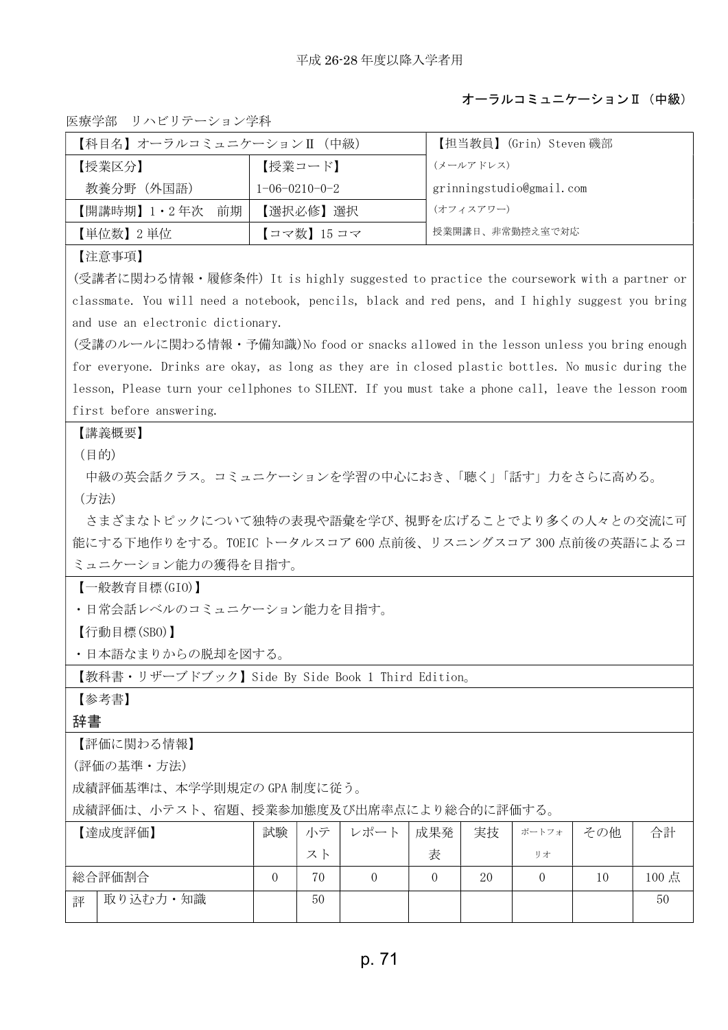平成 26-28 年度以降入学者用

**オーラルコミュニケーションⅡ（中級）**

医療学部　リハビリテーション学科

| 【科目名】オーラルコミュニケーションⅡ（中級） | | 【担当教員】(Grin) Steven 磯部 |
|---|---|---|
| 【授業区分】<br>教養分野（外国語） | 【授業コード】<br>1-06-0210-0-2 | (メールアドレス)<br>grinningstudio@gmail.com |
| 【開講時期】1・2 年次　前期 | 【選択必修】選択 | (オフィスアワー) |
| 【単位数】2 単位 | 【コマ数】15 コマ | 授業開講日、非常勤控え室で対応 |

【注意事項】

(受講者に関わる情報・履修条件) It is highly suggested to practice the coursework with a partner or classmate. You will need a notebook, pencils, black and red pens, and I highly suggest you bring and use an electronic dictionary.

(受講のルールに関わる情報・予備知識)No food or snacks allowed in the lesson unless you bring enough for everyone. Drinks are okay, as long as they are in closed plastic bottles. No music during the lesson, Please turn your cellphones to SILENT. If you must take a phone call, leave the lesson room first before answering.

【講義概要】

(目的)

中級の英会話クラス。コミュニケーションを学習の中心におき、「聴く」「話す」力をさらに高める。

(方法)

さまざまなトピックについて独特の表現や語彙を学び、視野を広げることでより多くの人々との交流に可能にする下地作りをする。TOEIC トータルスコア 600 点前後、リスニングスコア 300 点前後の英語によるコミュニケーション能力の獲得を目指す。

【一般教育目標(GIO)】

・日常会話レベルのコミュニケーション能力を目指す。

【行動目標(SBO)】

・日本語なまりからの脱却を図する。

【教科書・リザーブドブック】Side By Side Book 1 Third Edition。

【参考書】

辞書

【評価に関わる情報】

(評価の基準・方法)

成績評価基準は、本学学則規定の GPA 制度に従う。

成績評価は、小テスト、宿題、授業参加態度及び出席率点により総合的に評価する。

| 【達成度評価】 | | 試験 | 小テスト | レポート | 成果発表 | 実技 | ポートフォリオ | その他 | 合計 |
|---|---|---|---|---|---|---|---|---|---|
| 総合評価割合 | | 0 | 70 | 0 | 0 | 20 | 0 | 10 | 100 点 |
| 評 | 取り込む力・知識 | | 50 | | | | | | 50 |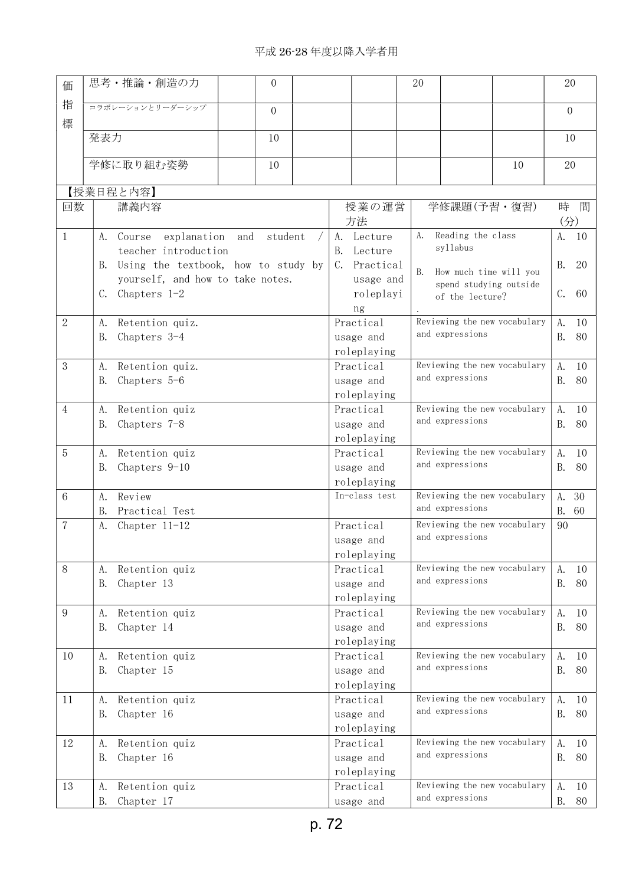|  |  |  |  |  |  |  |  |  |  |
|---|---|---|---|---|---|---|---|---|---|
| 価指標 | 思考・推論・創造の力 |  | 0 |  |  | 20 |  |  | 20 |
|  | コラボレーションとリーダーシップ |  | 0 |  |  |  |  |  | 0 |
|  | 発表力 |  | 10 |  |  |  |  |  | 10 |
|  | 学修に取り組む姿勢 |  | 10 |  |  |  |  | 10 | 20 |

【授業日程と内容】

| 回数 | 講義内容 | 授業の運営方法 | 学修課題(予習・復習) | 時間(分) |
|---|---|---|---|---|
| 1 | A. Course explanation and student / teacher introduction<br>B. Using the textbook, how to study by yourself, and how to take notes.<br>C. Chapters 1-2 | A. Lecture<br>B. Lecture<br>C. Practical usage and roleplaying | A. Reading the class syllabus<br>B. How much time will you spend studying outside of the lecture?<br>. | A. 10<br>B. 20<br>C. 60 |
| 2 | A. Retention quiz.<br>B. Chapters 3-4 | Practical usage and roleplaying | Reviewing the new vocabulary and expressions | A. 10<br>B. 80 |
| 3 | A. Retention quiz.<br>B. Chapters 5-6 | Practical usage and roleplaying | Reviewing the new vocabulary and expressions | A. 10<br>B. 80 |
| 4 | A. Retention quiz<br>B. Chapters 7-8 | Practical usage and roleplaying | Reviewing the new vocabulary and expressions | A. 10<br>B. 80 |
| 5 | A. Retention quiz<br>B. Chapters 9-10 | Practical usage and roleplaying | Reviewing the new vocabulary and expressions | A. 10<br>B. 80 |
| 6 | A. Review<br>B. Practical Test | In-class test | Reviewing the new vocabulary and expressions | A. 30<br>B. 60 |
| 7 | A. Chapter 11-12 | Practical usage and roleplaying | Reviewing the new vocabulary and expressions | 90 |
| 8 | A. Retention quiz<br>B. Chapter 13 | Practical usage and roleplaying | Reviewing the new vocabulary and expressions | A. 10<br>B. 80 |
| 9 | A. Retention quiz<br>B. Chapter 14 | Practical usage and roleplaying | Reviewing the new vocabulary and expressions | A. 10<br>B. 80 |
| 10 | A. Retention quiz<br>B. Chapter 15 | Practical usage and roleplaying | Reviewing the new vocabulary and expressions | A. 10<br>B. 80 |
| 11 | A. Retention quiz<br>B. Chapter 16 | Practical usage and roleplaying | Reviewing the new vocabulary and expressions | A. 10<br>B. 80 |
| 12 | A. Retention quiz<br>B. Chapter 16 | Practical usage and roleplaying | Reviewing the new vocabulary and expressions | A. 10<br>B. 80 |
| 13 | A. Retention quiz<br>B. Chapter 17 | Practical usage and | Reviewing the new vocabulary and expressions | A. 10<br>B. 80 |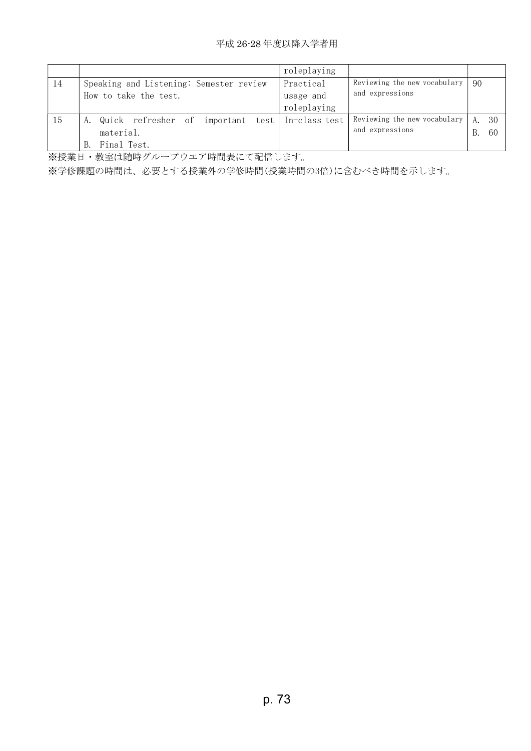| | | | | |
|---|---|---|---|---|
| | | roleplaying | | |
| 14 | Speaking and Listening: Semester review<br>How to take the test. | Practical usage and roleplaying | Reviewing the new vocabulary and expressions | 90 |
| 15 | A. Quick refresher of important test material.<br>B. Final Test. | In-class test | Reviewing the new vocabulary and expressions | A. 30<br>B. 60 |

※授業日・教室は随時グループウエア時間表にて配信します。

※学修課題の時間は、必要とする授業外の学修時間(授業時間の3倍)に含むべき時間を示します。